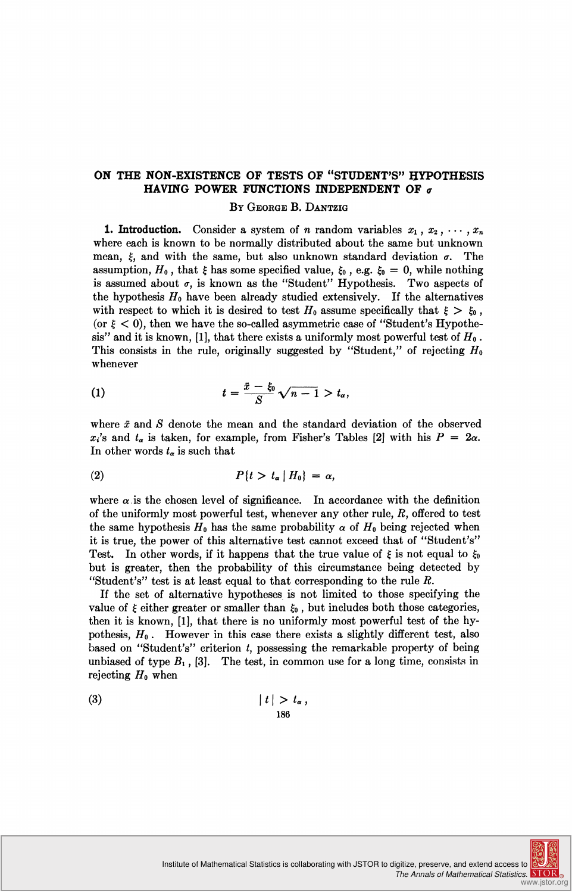# ON THE NON-EXISTENCE OF TESTS OF "STUDENT'S" HYPOTHESIS HAVING POWER FUNCTIONS INDEPENDENT OF $\sigma$

By George B. Dantzig

**1. Introduction.** Consider a system of $n$ random variables $x_1, x_2, \cdots, x_n$ where each is known to be normally distributed about the same but unknown mean, $\xi$, and with the same, but also unknown standard deviation $\sigma$. The assumption, $H_0$, that $\xi$ has some specified value, $\xi_0$, e.g. $\xi_0 = 0$, while nothing is assumed about $\sigma$, is known as the "Student" Hypothesis. Two aspects of the hypothesis $H_0$ have been already studied extensively. If the alternatives with respect to which it is desired to test $H_0$ assume specifically that $\xi > \xi_0$, (or $\xi < 0$), then we have the so-called asymmetric case of "Student's Hypothesis" and it is known, [1], that there exists a uniformly most powerful test of $H_0$. This consists in the rule, originally suggested by "Student," of rejecting $H_0$ whenever

$$t = \frac{\bar{x} - \xi_0}{S}\sqrt{n-1} > t_\alpha, \tag{1}$$

where $\bar{x}$ and $S$ denote the mean and the standard deviation of the observed $x_i$'s and $t_\alpha$ is taken, for example, from Fisher's Tables [2] with his $P = 2\alpha$. In other words $t_\alpha$ is such that

$$P\{t > t_\alpha \mid H_0\} = \alpha, \tag{2}$$

where $\alpha$ is the chosen level of significance. In accordance with the definition of the uniformly most powerful test, whenever any other rule, $R$, offered to test the same hypothesis $H_0$ has the same probability $\alpha$ of $H_0$ being rejected when it is true, the power of this alternative test cannot exceed that of "Student's" Test. In other words, if it happens that the true value of $\xi$ is not equal to $\xi_0$ but is greater, then the probability of this circumstance being detected by "Student's" test is at least equal to that corresponding to the rule $R$.

If the set of alternative hypotheses is not limited to those specifying the value of $\xi$ either greater or smaller than $\xi_0$, but includes both those categories, then it is known, [1], that there is no uniformly most powerful test of the hypothesis, $H_0$. However in this case there exists a slightly different test, also based on "Student's" criterion $t$, possessing the remarkable property of being unbiased of type $B_1$, [3]. The test, in common use for a long time, consists in rejecting $H_0$ when

$$|t| > t_\alpha, \tag{3}$$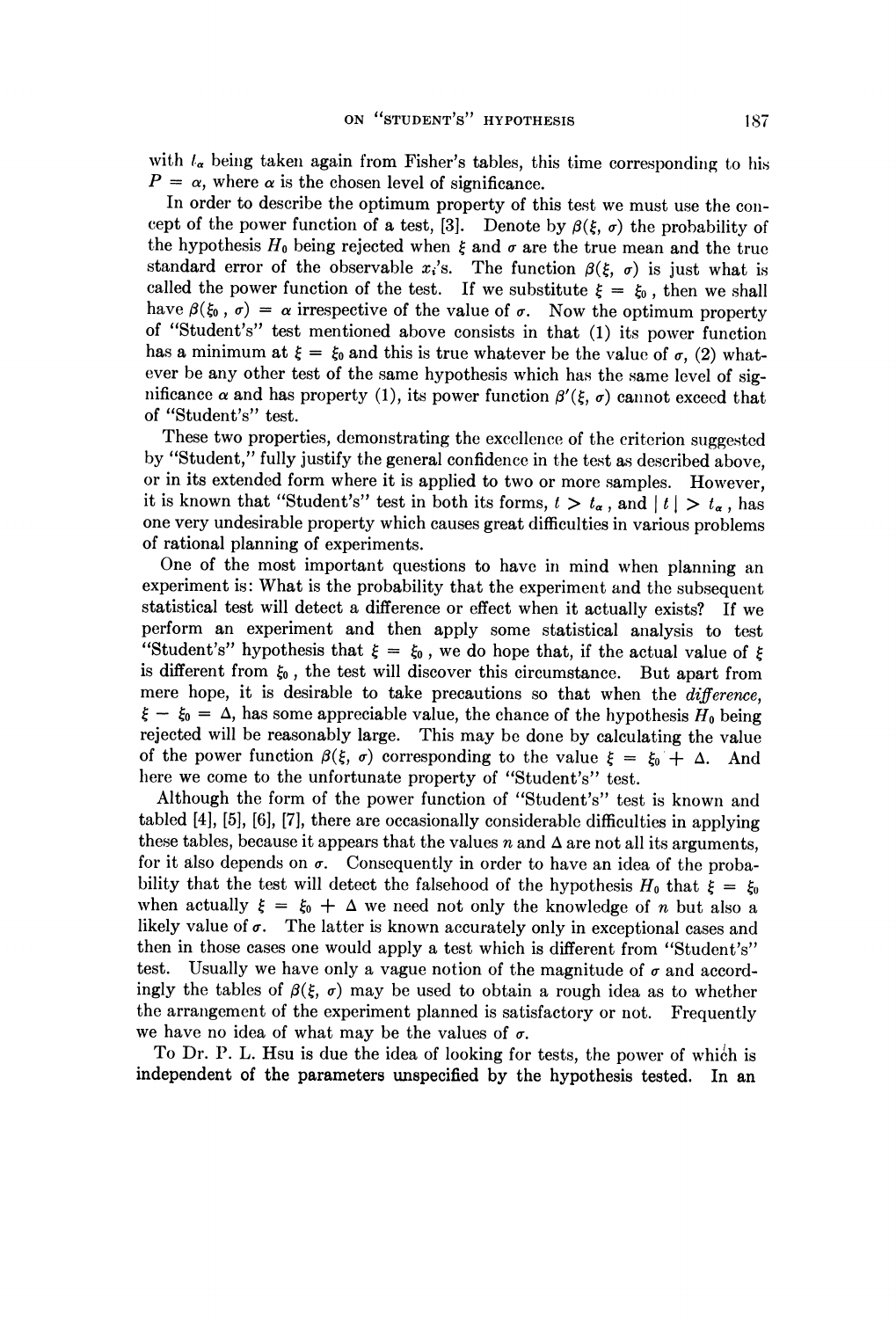with $t_\alpha$ being taken again from Fisher's tables, this time corresponding to his $P = \alpha$, where $\alpha$ is the chosen level of significance.

In order to describe the optimum property of this test we must use the concept of the power function of a test, [3]. Denote by $\beta(\xi, \sigma)$ the probability of the hypothesis $H_0$ being rejected when $\xi$ and $\sigma$ are the true mean and the true standard error of the observable $x_i$'s. The function $\beta(\xi, \sigma)$ is just what is called the power function of the test. If we substitute $\xi = \xi_0$, then we shall have $\beta(\xi_0, \sigma) = \alpha$ irrespective of the value of $\sigma$. Now the optimum property of "Student's" test mentioned above consists in that (1) its power function has a minimum at $\xi = \xi_0$ and this is true whatever be the value of $\sigma$, (2) whatever be any other test of the same hypothesis which has the same level of significance $\alpha$ and has property (1), its power function $\beta'(\xi, \sigma)$ cannot exceed that of "Student's" test.

These two properties, demonstrating the excellence of the criterion suggested by "Student," fully justify the general confidence in the test as described above, or in its extended form where it is applied to two or more samples. However, it is known that "Student's" test in both its forms, $t > t_\alpha$, and $|t| > t_\alpha$, has one very undesirable property which causes great difficulties in various problems of rational planning of experiments.

One of the most important questions to have in mind when planning an experiment is: What is the probability that the experiment and the subsequent statistical test will detect a difference or effect when it actually exists? If we perform an experiment and then apply some statistical analysis to test "Student's" hypothesis that $\xi = \xi_0$, we do hope that, if the actual value of $\xi$ is different from $\xi_0$, the test will discover this circumstance. But apart from mere hope, it is desirable to take precautions so that when the *difference*, $\xi - \xi_0 = \Delta$, has some appreciable value, the chance of the hypothesis $H_0$ being rejected will be reasonably large. This may be done by calculating the value of the power function $\beta(\xi, \sigma)$ corresponding to the value $\xi = \xi_0 + \Delta$. And here we come to the unfortunate property of "Student's" test.

Although the form of the power function of "Student's" test is known and tabled [4], [5], [6], [7], there are occasionally considerable difficulties in applying these tables, because it appears that the values $n$ and $\Delta$ are not all its arguments, for it also depends on $\sigma$. Consequently in order to have an idea of the probability that the test will detect the falsehood of the hypothesis $H_0$ that $\xi = \xi_0$ when actually $\xi = \xi_0 + \Delta$ we need not only the knowledge of $n$ but also a likely value of $\sigma$. The latter is known accurately only in exceptional cases and then in those cases one would apply a test which is different from "Student's" test. Usually we have only a vague notion of the magnitude of $\sigma$ and accordingly the tables of $\beta(\xi, \sigma)$ may be used to obtain a rough idea as to whether the arrangement of the experiment planned is satisfactory or not. Frequently we have no idea of what may be the values of $\sigma$.

To Dr. P. L. Hsu is due the idea of looking for tests, the power of which is independent of the parameters unspecified by the hypothesis tested. In an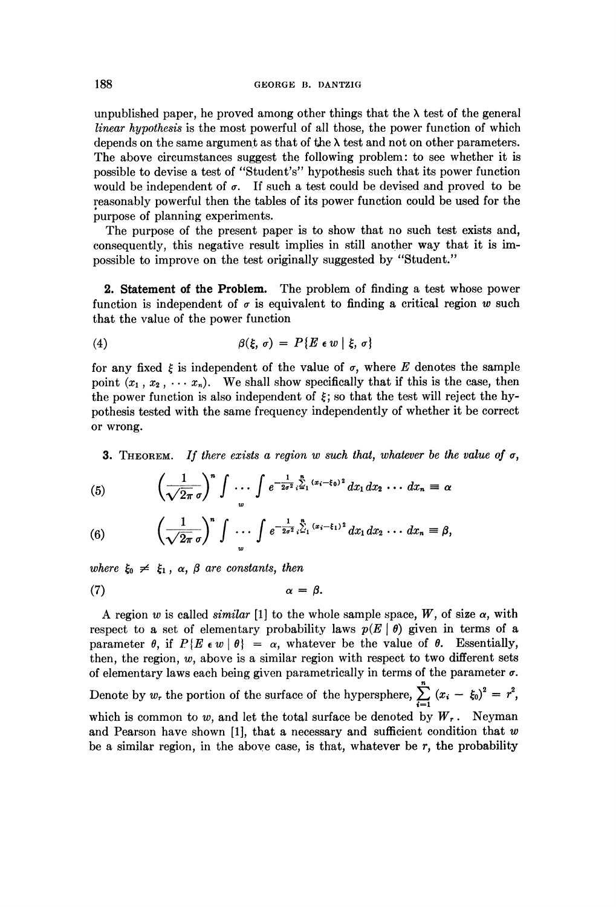unpublished paper, he proved among other things that the $\lambda$ test of the general *linear hypothesis* is the most powerful of all those, the power function of which depends on the same argument as that of the $\lambda$ test and not on other parameters. The above circumstances suggest the following problem: to see whether it is possible to devise a test of "Student's" hypothesis such that its power function would be independent of $\sigma$. If such a test could be devised and proved to be reasonably powerful then the tables of its power function could be used for the purpose of planning experiments.

The purpose of the present paper is to show that no such test exists and, consequently, this negative result implies in still another way that it is impossible to improve on the test originally suggested by "Student."

**2. Statement of the Problem.** The problem of finding a test whose power function is independent of $\sigma$ is equivalent to finding a critical region $w$ such that the value of the power function

$$\beta(\xi, \sigma) = P\{E \epsilon w \mid \xi, \sigma\} \tag{4}$$

for any fixed $\xi$ is independent of the value of $\sigma$, where $E$ denotes the sample point $(x_1, x_2, \cdots x_n)$. We shall show specifically that if this is the case, then the power function is also independent of $\xi$; so that the test will reject the hypothesis tested with the same frequency independently of whether it be correct or wrong.

**3. Theorem.** *If there exists a region $w$ such that, whatever be the value of $\sigma$,*

$$\left(\frac{1}{\sqrt{2\pi}\,\sigma}\right)^n \int_w \cdots \int e^{-\frac{1}{2\sigma^2}\sum_{i=1}^{n}(x_i-\xi_0)^2}\,dx_1\,dx_2 \cdots dx_n \equiv \alpha \tag{5}$$

$$\left(\frac{1}{\sqrt{2\pi}\,\sigma}\right)^n \int_w \cdots \int e^{-\frac{1}{2\sigma^2}\sum_{i=1}^{n}(x_i-\xi_1)^2}\,dx_1\,dx_2 \cdots dx_n \equiv \beta, \tag{6}$$

*where $\xi_0 \neq \xi_1$, $\alpha$, $\beta$ are constants, then*

$$\alpha = \beta. \tag{7}$$

A region $w$ is called *similar* [1] to the whole sample space, $W$, of size $\alpha$, with respect to a set of elementary probability laws $p(E \mid \theta)$ given in terms of a parameter $\theta$, if $P\{E \epsilon w \mid \theta\} = \alpha$, whatever be the value of $\theta$. Essentially, then, the region, $w$, above is a similar region with respect to two different sets of elementary laws each being given parametrically in terms of the parameter $\sigma$. Denote by $w_r$ the portion of the surface of the hypersphere, $\sum_{i=1}^{n}(x_i - \xi_0)^2 = r^2$, which is common to $w$, and let the total surface be denoted by $W_r$. Neyman and Pearson have shown [1], that a necessary and sufficient condition that $w$ be a similar region, in the above case, is that, whatever be $r$, the probability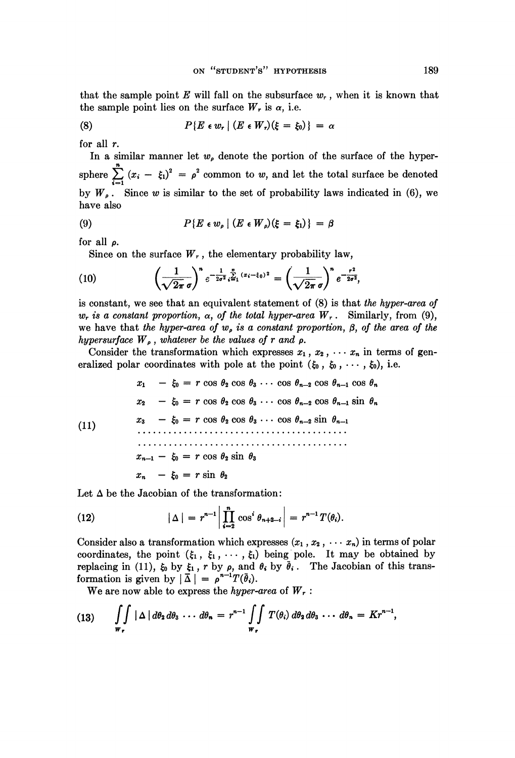that the sample point $E$ will fall on the subsurface $w_r$, when it is known that the sample point lies on the surface $W_r$ is $\alpha$, i.e.

$$(8) \qquad P\{E \epsilon w_r \mid (E \epsilon W_r)(\xi = \xi_0)\} = \alpha$$

for all $r$.

In a similar manner let $w_\rho$ denote the portion of the surface of the hypersphere $\sum_{i=1}^{n} (x_i - \xi_1)^2 = \rho^2$ common to $w$, and let the total surface be denoted by $W_\rho$. Since $w$ is similar to the set of probability laws indicated in (6), we have also

$$(9) \qquad P\{E \epsilon w_\rho \mid (E \epsilon W_\rho)(\xi = \xi_1)\} = \beta$$

for all $\rho$.

Since on the surface $W_r$, the elementary probability law,

$$(10) \qquad \left(\frac{1}{\sqrt{2\pi}\,\sigma}\right)^n e^{-\frac{1}{2\sigma^2}\sum_{i=1}^{n}(x_i - \xi_0)^2} = \left(\frac{1}{\sqrt{2\pi}\,\sigma}\right)^n e^{-\frac{r^2}{2\sigma^2}},$$

is constant, we see that an equivalent statement of (8) is that *the hyper-area of $w_r$ is a constant proportion, $\alpha$, of the total hyper-area $W_r$*. Similarly, from (9), we have that *the hyper-area of $w_\rho$ is a constant proportion, $\beta$, of the area of the hypersurface $W_\rho$, whatever be the values of $r$ and $\rho$.*

Consider the transformation which expresses $x_1, x_2, \cdots x_n$ in terms of generalized polar coordinates with pole at the point $(\xi_0, \xi_0, \cdots, \xi_0)$, i.e.

$$(11) \qquad \begin{aligned} x_1 - \xi_0 &= r \cos\theta_2 \cos\theta_3 \cdots \cos\theta_{n-2} \cos\theta_{n-1} \cos\theta_n \\ x_2 - \xi_0 &= r \cos\theta_2 \cos\theta_3 \cdots \cos\theta_{n-2} \cos\theta_{n-1} \sin\theta_n \\ x_3 - \xi_0 &= r \cos\theta_2 \cos\theta_3 \cdots \cos\theta_{n-2} \sin\theta_{n-1} \\ &\cdots\cdots\cdots\cdots\cdots\cdots\cdots\cdots \\ &\cdots\cdots\cdots\cdots\cdots\cdots\cdots\cdots \\ x_{n-1} - \xi_0 &= r \cos\theta_2 \sin\theta_3 \\ x_n - \xi_0 &= r \sin\theta_2 \end{aligned}$$

Let $\Delta$ be the Jacobian of the transformation:

$$(12) \qquad |\Delta| = r^{n-1} \left| \prod_{i=2}^{n} \cos^i \theta_{n+2-i} \right| = r^{n-1} T(\theta_i).$$

Consider also a transformation which expresses $(x_1, x_2, \cdots x_n)$ in terms of polar coordinates, the point $(\xi_1, \xi_1, \cdots, \xi_1)$ being pole. It may be obtained by replacing in (11), $\xi_0$ by $\xi_1$, $r$ by $\rho$, and $\theta_i$ by $\bar{\theta}_i$. The Jacobian of this transformation is given by $|\bar{\Delta}| = \rho^{n-1} T(\bar{\theta}_i)$.

We are now able to express the *hyper-area* of $W_r$:

$$(13) \qquad \iint\limits_{W_r} |\Delta| \, d\theta_2 \, d\theta_3 \cdots d\theta_n = r^{n-1} \iint\limits_{W_r} T(\theta_i) \, d\theta_2 \, d\theta_3 \cdots d\theta_n = K r^{n-1},$$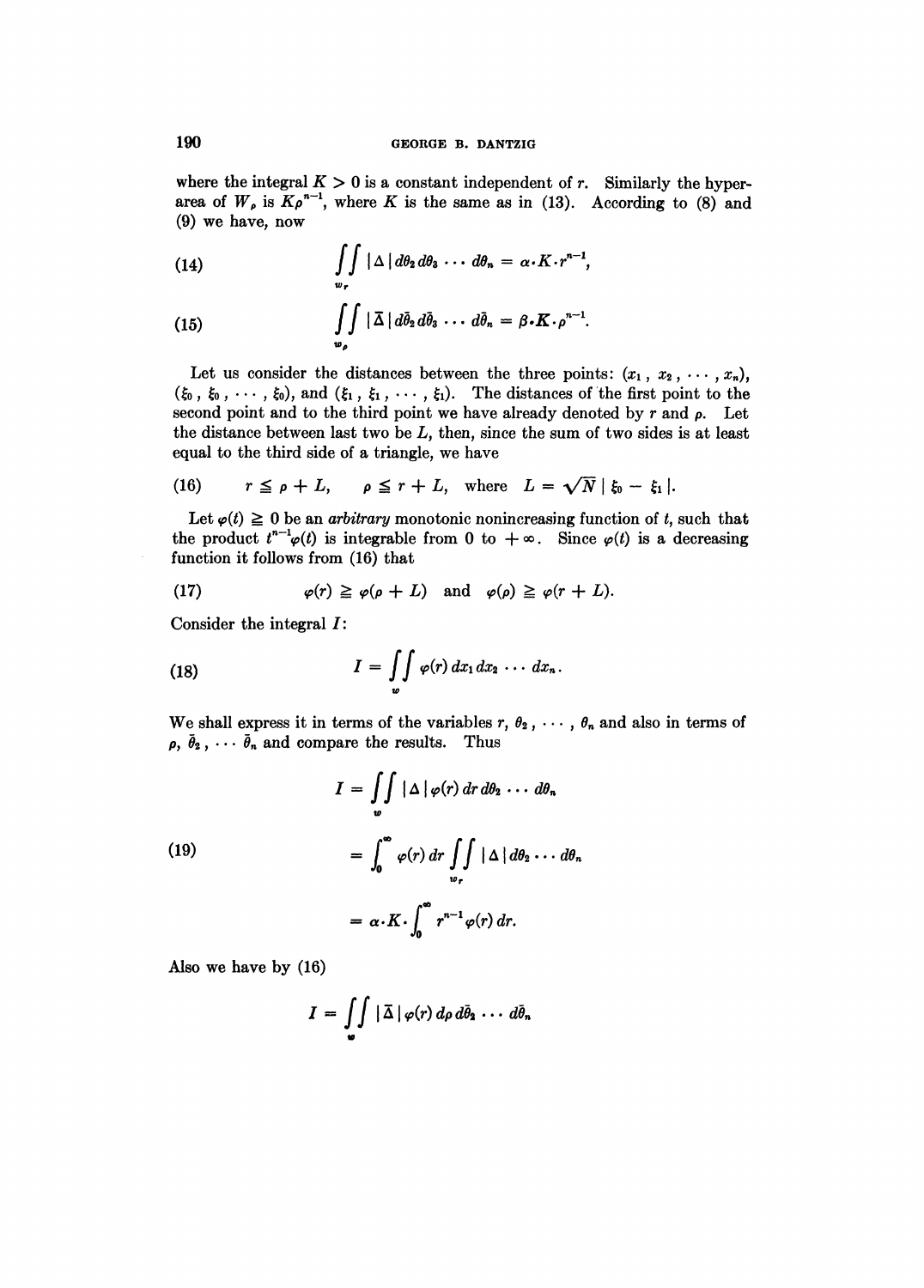where the integral $K > 0$ is a constant independent of $r$. Similarly the hyper-area of $W_\rho$ is $K\rho^{n-1}$, where $K$ is the same as in (13). According to (8) and (9) we have, now

$$\iint_{w_r} |\Delta| \, d\theta_2 \, d\theta_3 \cdots d\theta_n = \alpha \cdot K \cdot r^{n-1}, \tag{14}$$

$$\iint_{w_\rho} |\bar{\Delta}| \, d\bar{\theta}_2 \, d\bar{\theta}_3 \cdots d\bar{\theta}_n = \beta \cdot K \cdot \rho^{n-1}. \tag{15}$$

Let us consider the distances between the three points: $(x_1, x_2, \cdots, x_n)$, $(\xi_0, \xi_0, \cdots, \xi_0)$, and $(\xi_1, \xi_1, \cdots, \xi_1)$. The distances of the first point to the second point and to the third point we have already denoted by $r$ and $\rho$. Let the distance between last two be $L$, then, since the sum of two sides is at least equal to the third side of a triangle, we have

$$r \leqq \rho + L, \qquad \rho \leqq r + L, \quad \text{where} \quad L = \sqrt{N} \, |\xi_0 - \xi_1|. \tag{16}$$

Let $\varphi(t) \geqq 0$ be an *arbitrary* monotonic nonincreasing function of $t$, such that the product $t^{n-1}\varphi(t)$ is integrable from 0 to $+\infty$. Since $\varphi(t)$ is a decreasing function it follows from (16) that

$$\varphi(r) \geqq \varphi(\rho + L) \quad \text{and} \quad \varphi(\rho) \geqq \varphi(r + L). \tag{17}$$

Consider the integral $I$:

$$I = \iint_{w} \varphi(r) \, dx_1 \, dx_2 \cdots dx_n. \tag{18}$$

We shall express it in terms of the variables $r, \theta_2, \cdots, \theta_n$ and also in terms of $\rho, \bar{\theta}_2, \cdots \bar{\theta}_n$ and compare the results. Thus

$$\begin{aligned} I &= \iint_{w} |\Delta| \, \varphi(r) \, dr \, d\theta_2 \cdots d\theta_n \\ &= \int_0^\infty \varphi(r) \, dr \iint_{w_r} |\Delta| \, d\theta_2 \cdots d\theta_n \\ &= \alpha \cdot K \cdot \int_0^\infty r^{n-1} \varphi(r) \, dr. \end{aligned} \tag{19}$$

Also we have by (16)

$$I = \iint_{w} |\bar{\Delta}| \, \varphi(r) \, d\rho \, d\bar{\theta}_2 \cdots d\bar{\theta}_n$$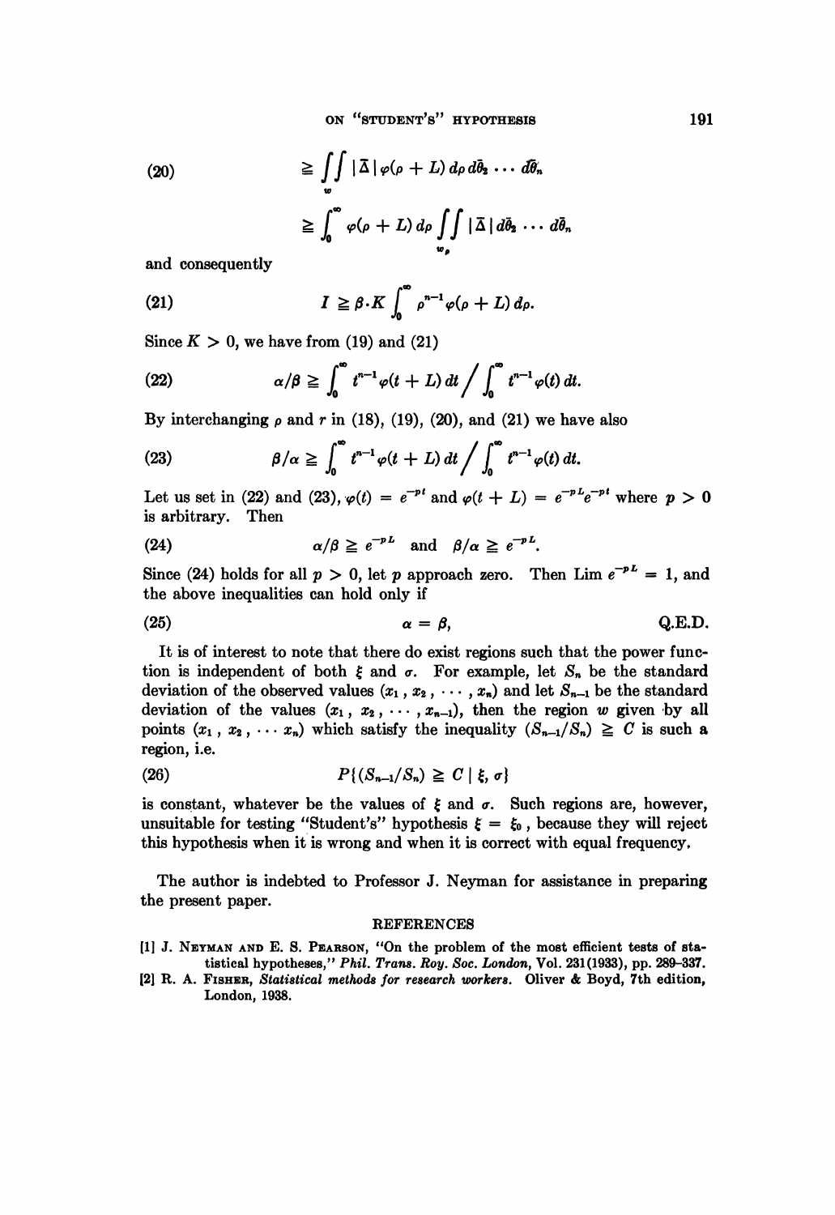$$\geqq \iint_{w} |\bar{\Delta}| \varphi(\rho + L) \, d\rho \, d\bar{\theta}_2 \cdots d\bar{\theta}_n \tag{20}$$

$$\geqq \int_0^\infty \varphi(\rho + L) \, d\rho \iint_{w_\rho} |\bar{\Delta}| \, d\bar{\theta}_2 \cdots d\bar{\theta}_n$$

and consequently

$$I \geqq \beta \cdot K \int_0^\infty \rho^{n-1} \varphi(\rho + L) \, d\rho. \tag{21}$$

Since $K > 0$, we have from (19) and (21)

$$\alpha/\beta \geqq \int_0^\infty t^{n-1} \varphi(t + L) \, dt \Big/ \int_0^\infty t^{n-1} \varphi(t) \, dt. \tag{22}$$

By interchanging $\rho$ and $r$ in (18), (19), (20), and (21) we have also

$$\beta/\alpha \geqq \int_0^\infty t^{n-1} \varphi(t + L) \, dt \Big/ \int_0^\infty t^{n-1} \varphi(t) \, dt. \tag{23}$$

Let us set in (22) and (23), $\varphi(t) = e^{-pt}$ and $\varphi(t + L) = e^{-pL} e^{-pt}$ where $p > 0$ is arbitrary. Then

$$\alpha/\beta \geqq e^{-pL} \quad \text{and} \quad \beta/\alpha \geqq e^{-pL}. \tag{24}$$

Since (24) holds for all $p > 0$, let $p$ approach zero. Then $\text{Lim } e^{-pL} = 1$, and the above inequalities can hold only if

$$\alpha = \beta, \tag{25}$$

Q.E.D.

It is of interest to note that there do exist regions such that the power function is independent of both $\xi$ and $\sigma$. For example, let $S_n$ be the standard deviation of the observed values $(x_1, x_2, \cdots, x_n)$ and let $S_{n-1}$ be the standard deviation of the values $(x_1, x_2, \cdots, x_{n-1})$, then the region $w$ given by all points $(x_1, x_2, \cdots x_n)$ which satisfy the inequality $(S_{n-1}/S_n) \geqq C$ is such a region, i.e.

$$P\{(S_{n-1}/S_n) \geqq C \mid \xi, \sigma\} \tag{26}$$

is constant, whatever be the values of $\xi$ and $\sigma$. Such regions are, however, unsuitable for testing "Student's" hypothesis $\xi = \xi_0$, because they will reject this hypothesis when it is wrong and when it is correct with equal frequency.

The author is indebted to Professor J. Neyman for assistance in preparing the present paper.

## REFERENCES

[1] J. Neyman and E. S. Pearson, "On the problem of the most efficient tests of statistical hypotheses," *Phil. Trans. Roy. Soc. London*, Vol. 231 (1933), pp. 289–337.

[2] R. A. Fisher, *Statistical methods for research workers*. Oliver & Boyd, 7th edition, London, 1938.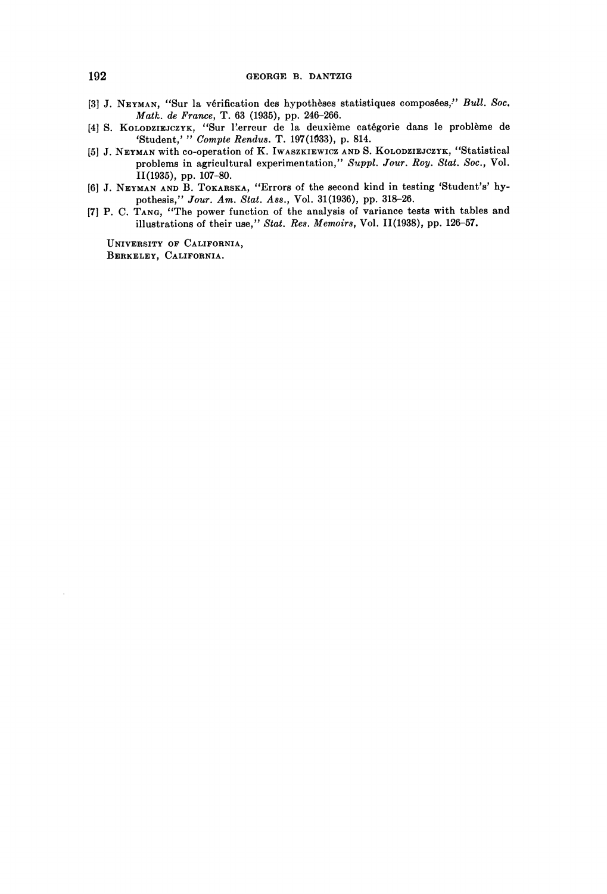[3] J. Neyman, "Sur la vérification des hypothèses statistiques composées," *Bull. Soc. Math. de France*, T. 63 (1935), pp. 246–266.

[4] S. Kolodziejczyk, "Sur l'erreur de la deuxième catégorie dans le problème de 'Student,' " *Compte Rendus*. T. 197(1933), p. 814.

[5] J. Neyman with co-operation of K. Iwaszkiewicz and S. Kolodziejczyk, "Statistical problems in agricultural experimentation," *Suppl. Jour. Roy. Stat. Soc.*, Vol. II(1935), pp. 107–80.

[6] J. Neyman and B. Tokarska, "Errors of the second kind in testing 'Student's' hypothesis," *Jour. Am. Stat. Ass.*, Vol. 31(1936), pp. 318–26.

[7] P. C. Tang, "The power function of the analysis of variance tests with tables and illustrations of their use," *Stat. Res. Memoirs*, Vol. II(1938), pp. 126–57.

University of California,
Berkeley, California.